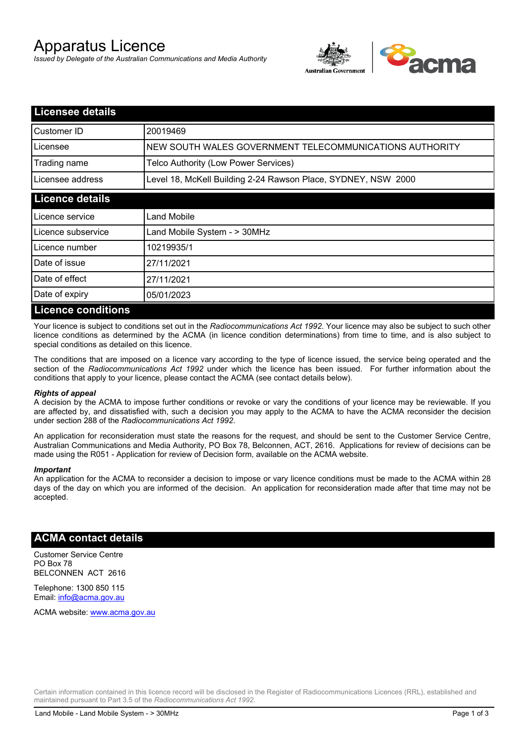# Apparatus Licence

*Issued by Delegate of the Australian Communications and Media Authority*

## Licensee details

| | |
|---|---|
| Customer ID | 20019469 |
| Licensee | NEW SOUTH WALES GOVERNMENT TELECOMMUNICATIONS AUTHORITY |
| Trading name | Telco Authority (Low Power Services) |
| Licensee address | Level 18, McKell Building 2-24 Rawson Place, SYDNEY, NSW 2000 |

## Licence details

| | |
|---|---|
| Licence service | Land Mobile |
| Licence subservice | Land Mobile System - > 30MHz |
| Licence number | 10219935/1 |
| Date of issue | 27/11/2021 |
| Date of effect | 27/11/2021 |
| Date of expiry | 05/01/2023 |

## Licence conditions

Your licence is subject to conditions set out in the *Radiocommunications Act 1992*. Your licence may also be subject to such other licence conditions as determined by the ACMA (in licence condition determinations) from time to time, and is also subject to special conditions as detailed on this licence.

The conditions that are imposed on a licence vary according to the type of licence issued, the service being operated and the section of the *Radiocommunications Act 1992* under which the licence has been issued. For further information about the conditions that apply to your licence, please contact the ACMA (see contact details below).

***Rights of appeal***

A decision by the ACMA to impose further conditions or revoke or vary the conditions of your licence may be reviewable. If you are affected by, and dissatisfied with, such a decision you may apply to the ACMA to have the ACMA reconsider the decision under section 288 of the *Radiocommunications Act 1992*.

An application for reconsideration must state the reasons for the request, and should be sent to the Customer Service Centre, Australian Communications and Media Authority, PO Box 78, Belconnen, ACT, 2616. Applications for review of decisions can be made using the R051 - Application for review of Decision form, available on the ACMA website.

***Important***

An application for the ACMA to reconsider a decision to impose or vary licence conditions must be made to the ACMA within 28 days of the day on which you are informed of the decision. An application for reconsideration made after that time may not be accepted.

## ACMA contact details

Customer Service Centre
PO Box 78
BELCONNEN ACT 2616

Telephone: 1300 850 115
Email: info@acma.gov.au

ACMA website: www.acma.gov.au

Certain information contained in this licence record will be disclosed in the Register of Radiocommunications Licences (RRL), established and maintained pursuant to Part 3.5 of the *Radiocommunications Act 1992.*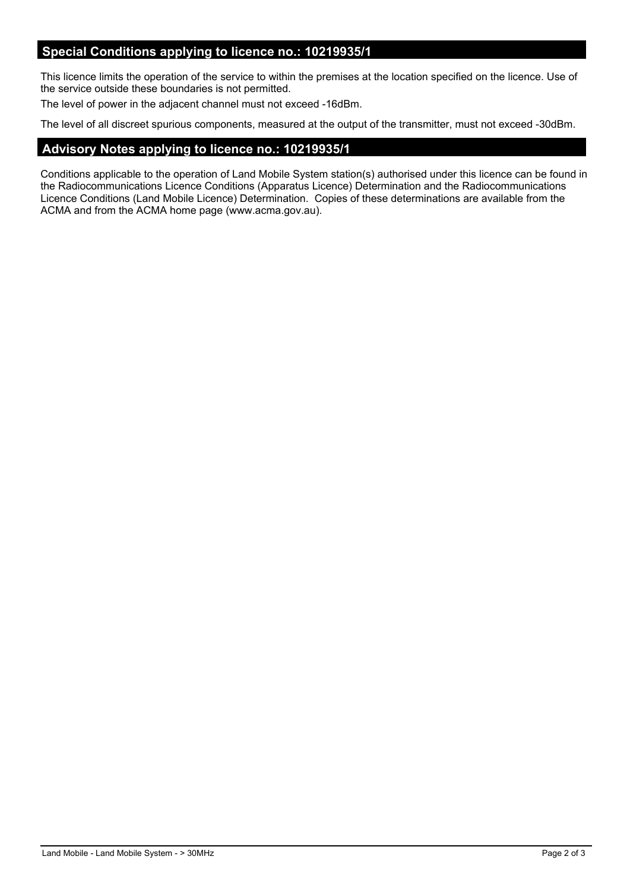## Special Conditions applying to licence no.: 10219935/1

This licence limits the operation of the service to within the premises at the location specified on the licence. Use of the service outside these boundaries is not permitted.

The level of power in the adjacent channel must not exceed -16dBm.

The level of all discreet spurious components, measured at the output of the transmitter, must not exceed -30dBm.

## Advisory Notes applying to licence no.: 10219935/1

Conditions applicable to the operation of Land Mobile System station(s) authorised under this licence can be found in the Radiocommunications Licence Conditions (Apparatus Licence) Determination and the Radiocommunications Licence Conditions (Land Mobile Licence) Determination. Copies of these determinations are available from the ACMA and from the ACMA home page (www.acma.gov.au).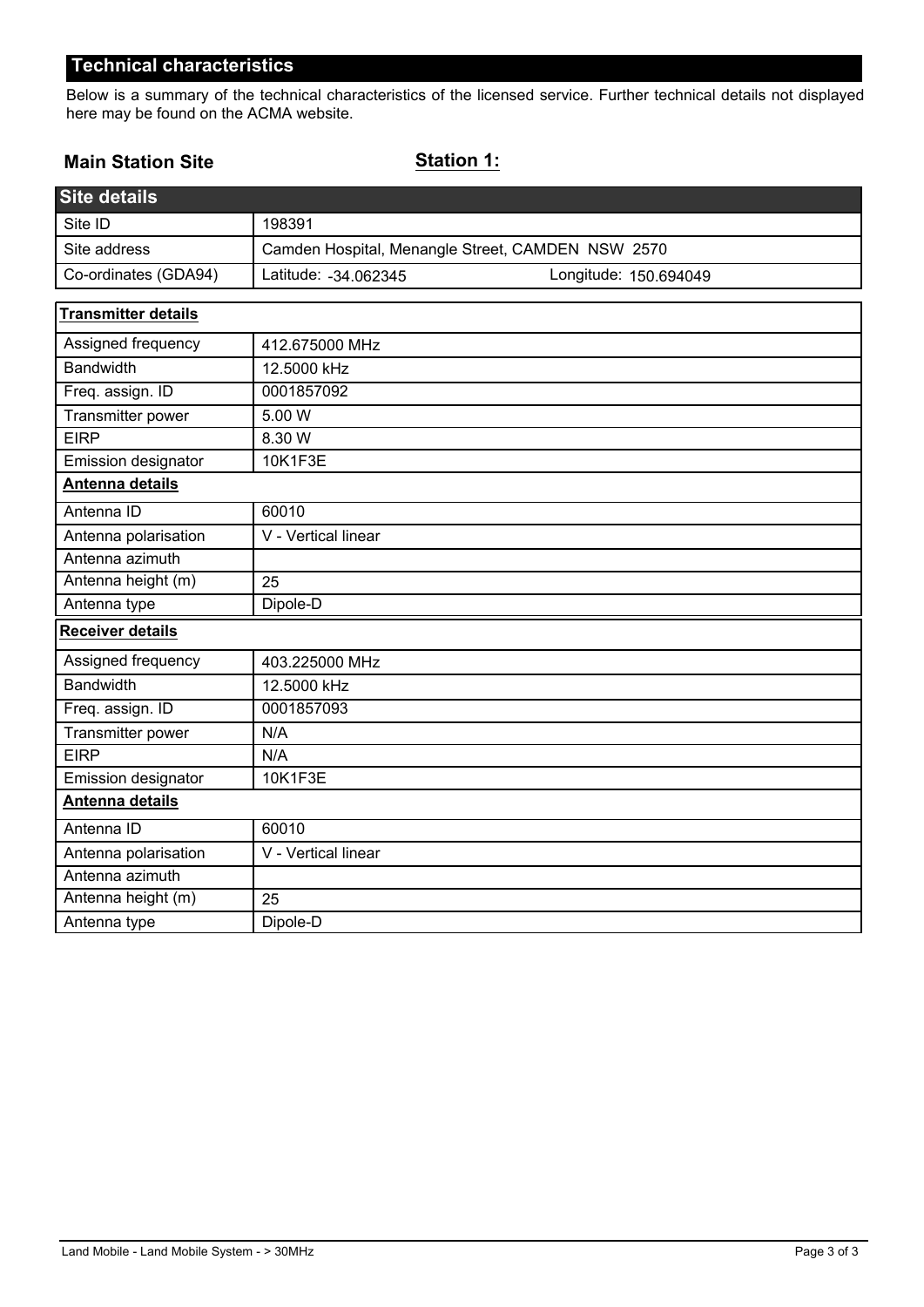## Technical characteristics

Below is a summary of the technical characteristics of the licensed service. Further technical details not displayed here may be found on the ACMA website.

**Main Station Site** **Station 1:**

| Site details | |
|---|---|
| Site ID | 198391 |
| Site address | Camden Hospital, Menangle Street, CAMDEN NSW 2570 |
| Co-ordinates (GDA94) | Latitude: -34.062345 Longitude: 150.694049 |

| **Transmitter details** | |
|---|---|
| Assigned frequency | 412.675000 MHz |
| Bandwidth | 12.5000 kHz |
| Freq. assign. ID | 0001857092 |
| Transmitter power | 5.00 W |
| EIRP | 8.30 W |
| Emission designator | 10K1F3E |
| **Antenna details** | |
| Antenna ID | 60010 |
| Antenna polarisation | V - Vertical linear |
| Antenna azimuth | |
| Antenna height (m) | 25 |
| Antenna type | Dipole-D |

| **Receiver details** | |
|---|---|
| Assigned frequency | 403.225000 MHz |
| Bandwidth | 12.5000 kHz |
| Freq. assign. ID | 0001857093 |
| Transmitter power | N/A |
| EIRP | N/A |
| Emission designator | 10K1F3E |
| **Antenna details** | |
| Antenna ID | 60010 |
| Antenna polarisation | V - Vertical linear |
| Antenna azimuth | |
| Antenna height (m) | 25 |
| Antenna type | Dipole-D |